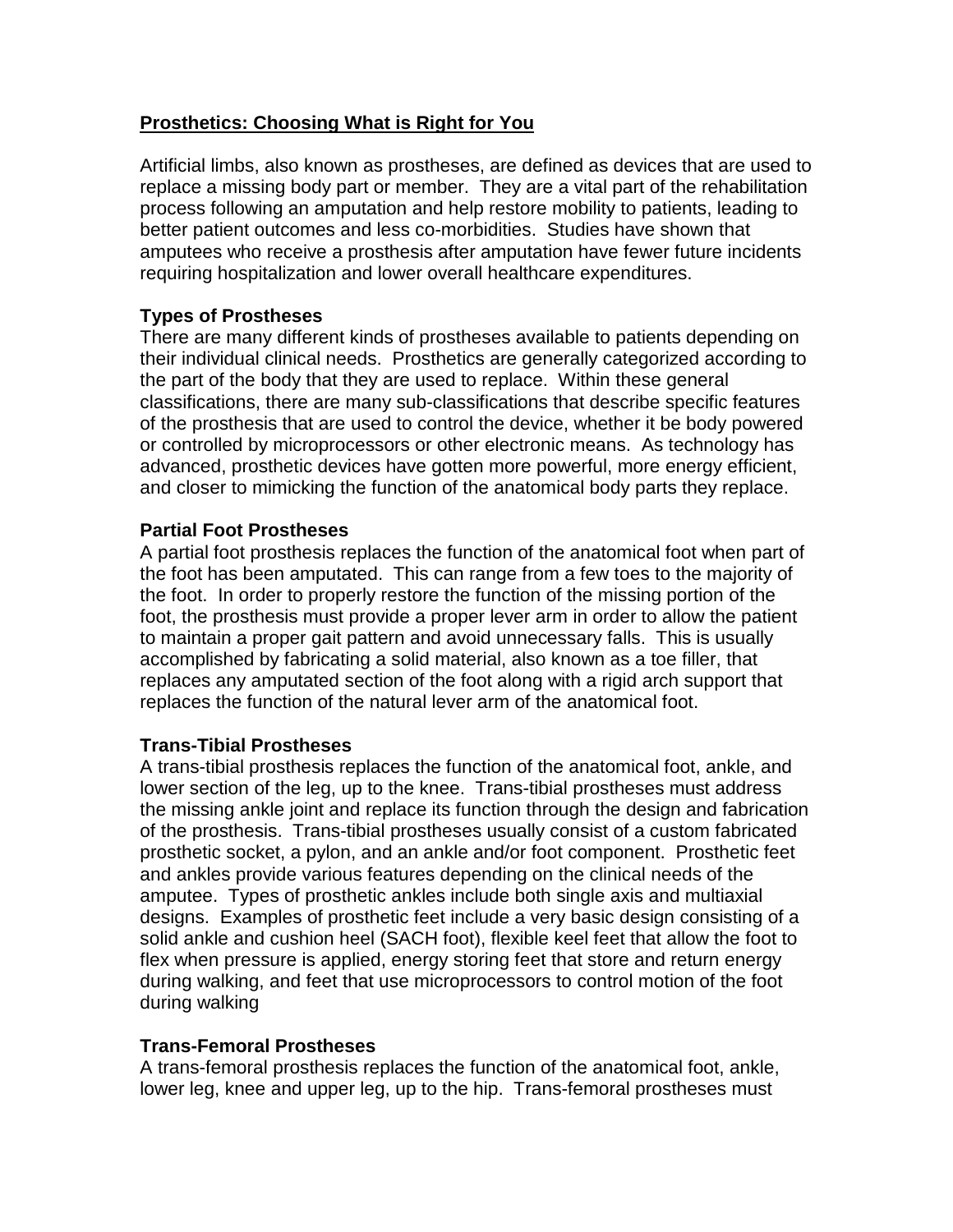# Prosthetics: Choosing What is Right for You

Artificial limbs, also known as prostheses, are defined as devices that are used to replace a missing body part or member. They are a vital part of the rehabilitation process following an amputation and help restore mobility to patients, leading to better patient outcomes and less co-morbidities. Studies have shown that amputees who receive a prosthesis after amputation have fewer future incidents requiring hospitalization and lower overall healthcare expenditures.

## Types of Prostheses

There are many different kinds of prostheses available to patients depending on their individual clinical needs. Prosthetics are generally categorized according to the part of the body that they are used to replace. Within these general classifications, there are many sub-classifications that describe specific features of the prosthesis that are used to control the device, whether it be body powered or controlled by microprocessors or other electronic means. As technology has advanced, prosthetic devices have gotten more powerful, more energy efficient, and closer to mimicking the function of the anatomical body parts they replace.

## Partial Foot Prostheses

A partial foot prosthesis replaces the function of the anatomical foot when part of the foot has been amputated. This can range from a few toes to the majority of the foot. In order to properly restore the function of the missing portion of the foot, the prosthesis must provide a proper lever arm in order to allow the patient to maintain a proper gait pattern and avoid unnecessary falls. This is usually accomplished by fabricating a solid material, also known as a toe filler, that replaces any amputated section of the foot along with a rigid arch support that replaces the function of the natural lever arm of the anatomical foot.

## Trans-Tibial Prostheses

A trans-tibial prosthesis replaces the function of the anatomical foot, ankle, and lower section of the leg, up to the knee. Trans-tibial prostheses must address the missing ankle joint and replace its function through the design and fabrication of the prosthesis. Trans-tibial prostheses usually consist of a custom fabricated prosthetic socket, a pylon, and an ankle and/or foot component. Prosthetic feet and ankles provide various features depending on the clinical needs of the amputee. Types of prosthetic ankles include both single axis and multiaxial designs. Examples of prosthetic feet include a very basic design consisting of a solid ankle and cushion heel (SACH foot), flexible keel feet that allow the foot to flex when pressure is applied, energy storing feet that store and return energy during walking, and feet that use microprocessors to control motion of the foot during walking

## Trans-Femoral Prostheses

A trans-femoral prosthesis replaces the function of the anatomical foot, ankle, lower leg, knee and upper leg, up to the hip. Trans-femoral prostheses must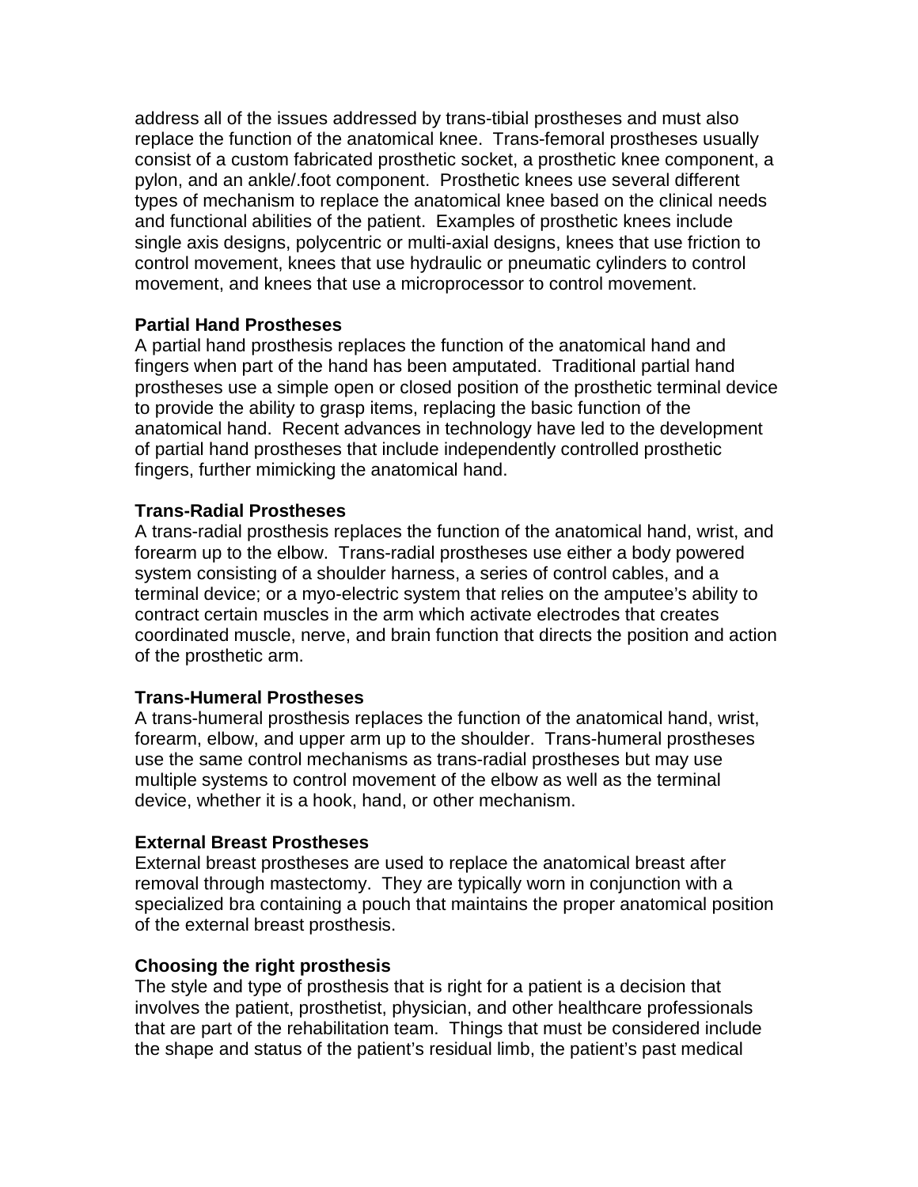address all of the issues addressed by trans-tibial prostheses and must also replace the function of the anatomical knee. Trans-femoral prostheses usually consist of a custom fabricated prosthetic socket, a prosthetic knee component, a pylon, and an ankle/.foot component. Prosthetic knees use several different types of mechanism to replace the anatomical knee based on the clinical needs and functional abilities of the patient. Examples of prosthetic knees include single axis designs, polycentric or multi-axial designs, knees that use friction to control movement, knees that use hydraulic or pneumatic cylinders to control movement, and knees that use a microprocessor to control movement.

**Partial Hand Prostheses**
A partial hand prosthesis replaces the function of the anatomical hand and fingers when part of the hand has been amputated. Traditional partial hand prostheses use a simple open or closed position of the prosthetic terminal device to provide the ability to grasp items, replacing the basic function of the anatomical hand. Recent advances in technology have led to the development of partial hand prostheses that include independently controlled prosthetic fingers, further mimicking the anatomical hand.

**Trans-Radial Prostheses**
A trans-radial prosthesis replaces the function of the anatomical hand, wrist, and forearm up to the elbow. Trans-radial prostheses use either a body powered system consisting of a shoulder harness, a series of control cables, and a terminal device; or a myo-electric system that relies on the amputee's ability to contract certain muscles in the arm which activate electrodes that creates coordinated muscle, nerve, and brain function that directs the position and action of the prosthetic arm.

**Trans-Humeral Prostheses**
A trans-humeral prosthesis replaces the function of the anatomical hand, wrist, forearm, elbow, and upper arm up to the shoulder. Trans-humeral prostheses use the same control mechanisms as trans-radial prostheses but may use multiple systems to control movement of the elbow as well as the terminal device, whether it is a hook, hand, or other mechanism.

**External Breast Prostheses**
External breast prostheses are used to replace the anatomical breast after removal through mastectomy. They are typically worn in conjunction with a specialized bra containing a pouch that maintains the proper anatomical position of the external breast prosthesis.

**Choosing the right prosthesis**
The style and type of prosthesis that is right for a patient is a decision that involves the patient, prosthetist, physician, and other healthcare professionals that are part of the rehabilitation team. Things that must be considered include the shape and status of the patient's residual limb, the patient's past medical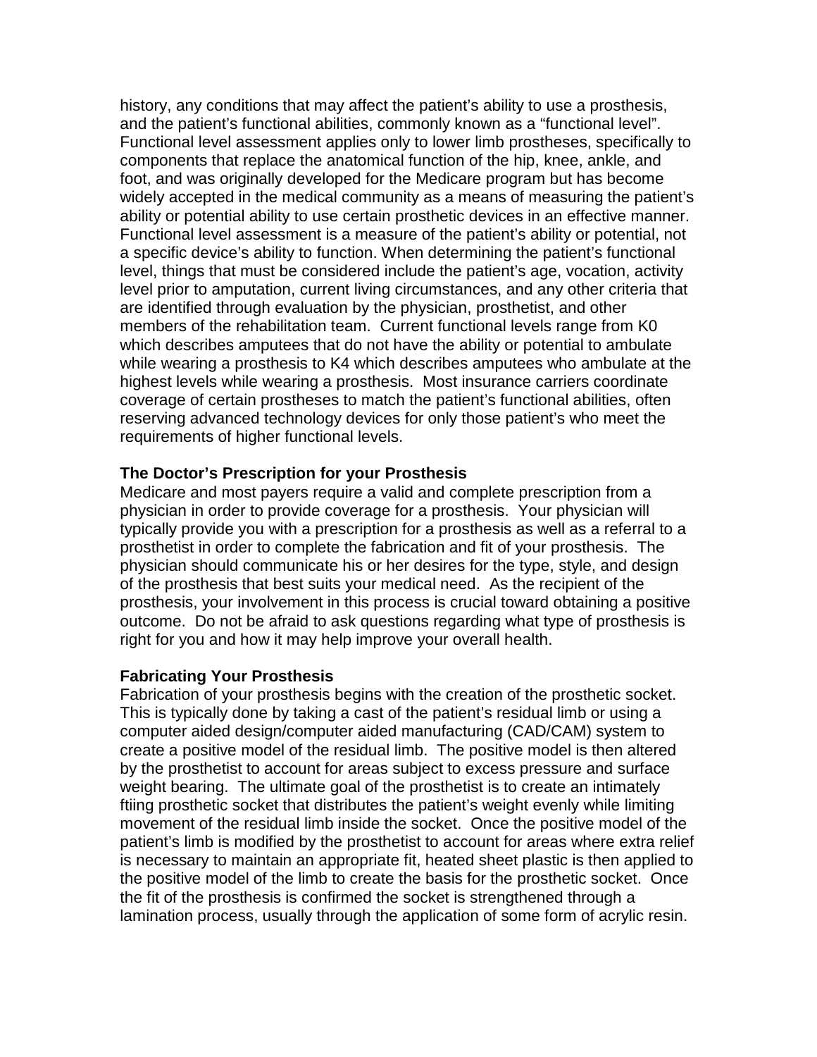history, any conditions that may affect the patient's ability to use a prosthesis, and the patient's functional abilities, commonly known as a "functional level". Functional level assessment applies only to lower limb prostheses, specifically to components that replace the anatomical function of the hip, knee, ankle, and foot, and was originally developed for the Medicare program but has become widely accepted in the medical community as a means of measuring the patient's ability or potential ability to use certain prosthetic devices in an effective manner. Functional level assessment is a measure of the patient's ability or potential, not a specific device's ability to function. When determining the patient's functional level, things that must be considered include the patient's age, vocation, activity level prior to amputation, current living circumstances, and any other criteria that are identified through evaluation by the physician, prosthetist, and other members of the rehabilitation team. Current functional levels range from K0 which describes amputees that do not have the ability or potential to ambulate while wearing a prosthesis to K4 which describes amputees who ambulate at the highest levels while wearing a prosthesis. Most insurance carriers coordinate coverage of certain prostheses to match the patient's functional abilities, often reserving advanced technology devices for only those patient's who meet the requirements of higher functional levels.

**The Doctor's Prescription for your Prosthesis**

Medicare and most payers require a valid and complete prescription from a physician in order to provide coverage for a prosthesis. Your physician will typically provide you with a prescription for a prosthesis as well as a referral to a prosthetist in order to complete the fabrication and fit of your prosthesis. The physician should communicate his or her desires for the type, style, and design of the prosthesis that best suits your medical need. As the recipient of the prosthesis, your involvement in this process is crucial toward obtaining a positive outcome. Do not be afraid to ask questions regarding what type of prosthesis is right for you and how it may help improve your overall health.

**Fabricating Your Prosthesis**

Fabrication of your prosthesis begins with the creation of the prosthetic socket. This is typically done by taking a cast of the patient's residual limb or using a computer aided design/computer aided manufacturing (CAD/CAM) system to create a positive model of the residual limb. The positive model is then altered by the prosthetist to account for areas subject to excess pressure and surface weight bearing. The ultimate goal of the prosthetist is to create an intimately ftiing prosthetic socket that distributes the patient's weight evenly while limiting movement of the residual limb inside the socket. Once the positive model of the patient's limb is modified by the prosthetist to account for areas where extra relief is necessary to maintain an appropriate fit, heated sheet plastic is then applied to the positive model of the limb to create the basis for the prosthetic socket. Once the fit of the prosthesis is confirmed the socket is strengthened through a lamination process, usually through the application of some form of acrylic resin.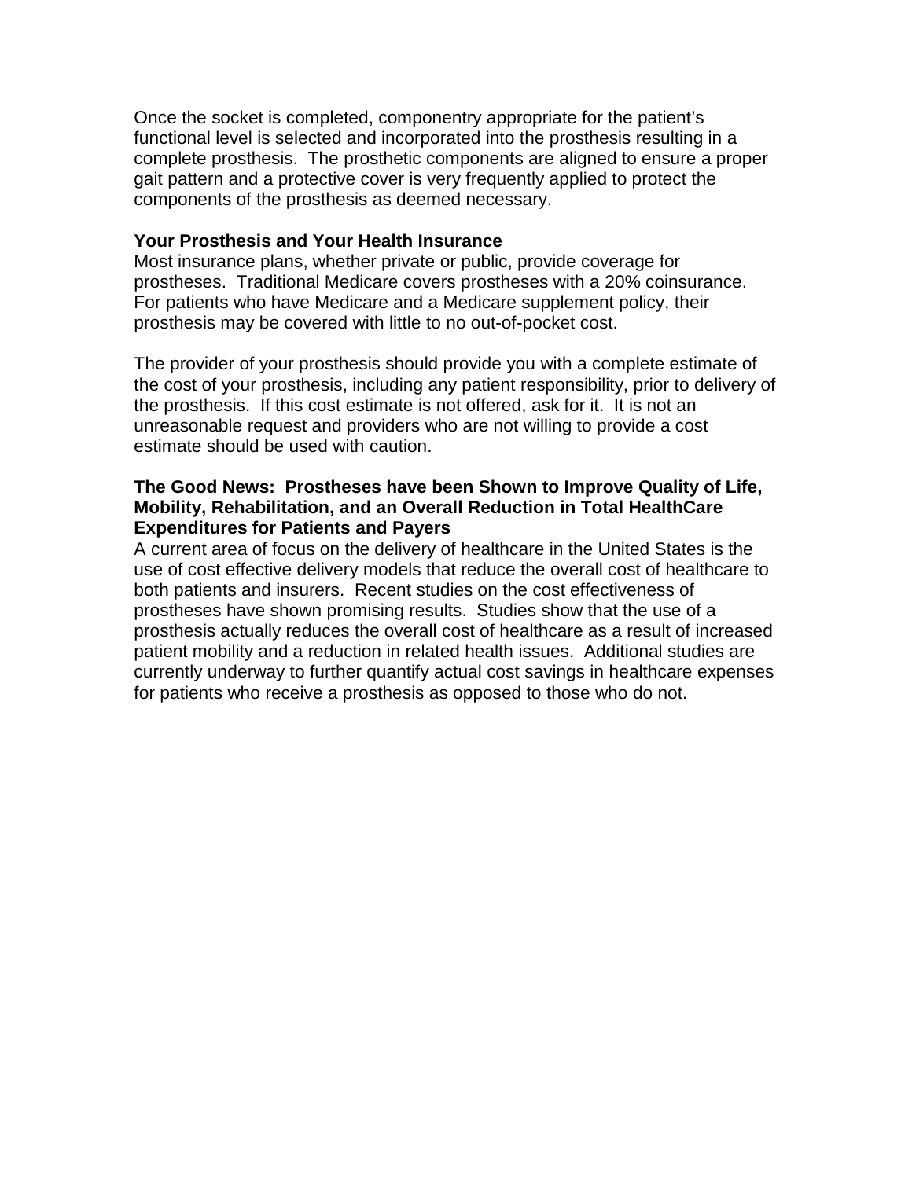Once the socket is completed, componentry appropriate for the patient's functional level is selected and incorporated into the prosthesis resulting in a complete prosthesis. The prosthetic components are aligned to ensure a proper gait pattern and a protective cover is very frequently applied to protect the components of the prosthesis as deemed necessary.

**Your Prosthesis and Your Health Insurance**

Most insurance plans, whether private or public, provide coverage for prostheses. Traditional Medicare covers prostheses with a 20% coinsurance. For patients who have Medicare and a Medicare supplement policy, their prosthesis may be covered with little to no out-of-pocket cost.

The provider of your prosthesis should provide you with a complete estimate of the cost of your prosthesis, including any patient responsibility, prior to delivery of the prosthesis. If this cost estimate is not offered, ask for it. It is not an unreasonable request and providers who are not willing to provide a cost estimate should be used with caution.

**The Good News: Prostheses have been Shown to Improve Quality of Life, Mobility, Rehabilitation, and an Overall Reduction in Total HealthCare Expenditures for Patients and Payers**

A current area of focus on the delivery of healthcare in the United States is the use of cost effective delivery models that reduce the overall cost of healthcare to both patients and insurers. Recent studies on the cost effectiveness of prostheses have shown promising results. Studies show that the use of a prosthesis actually reduces the overall cost of healthcare as a result of increased patient mobility and a reduction in related health issues. Additional studies are currently underway to further quantify actual cost savings in healthcare expenses for patients who receive a prosthesis as opposed to those who do not.